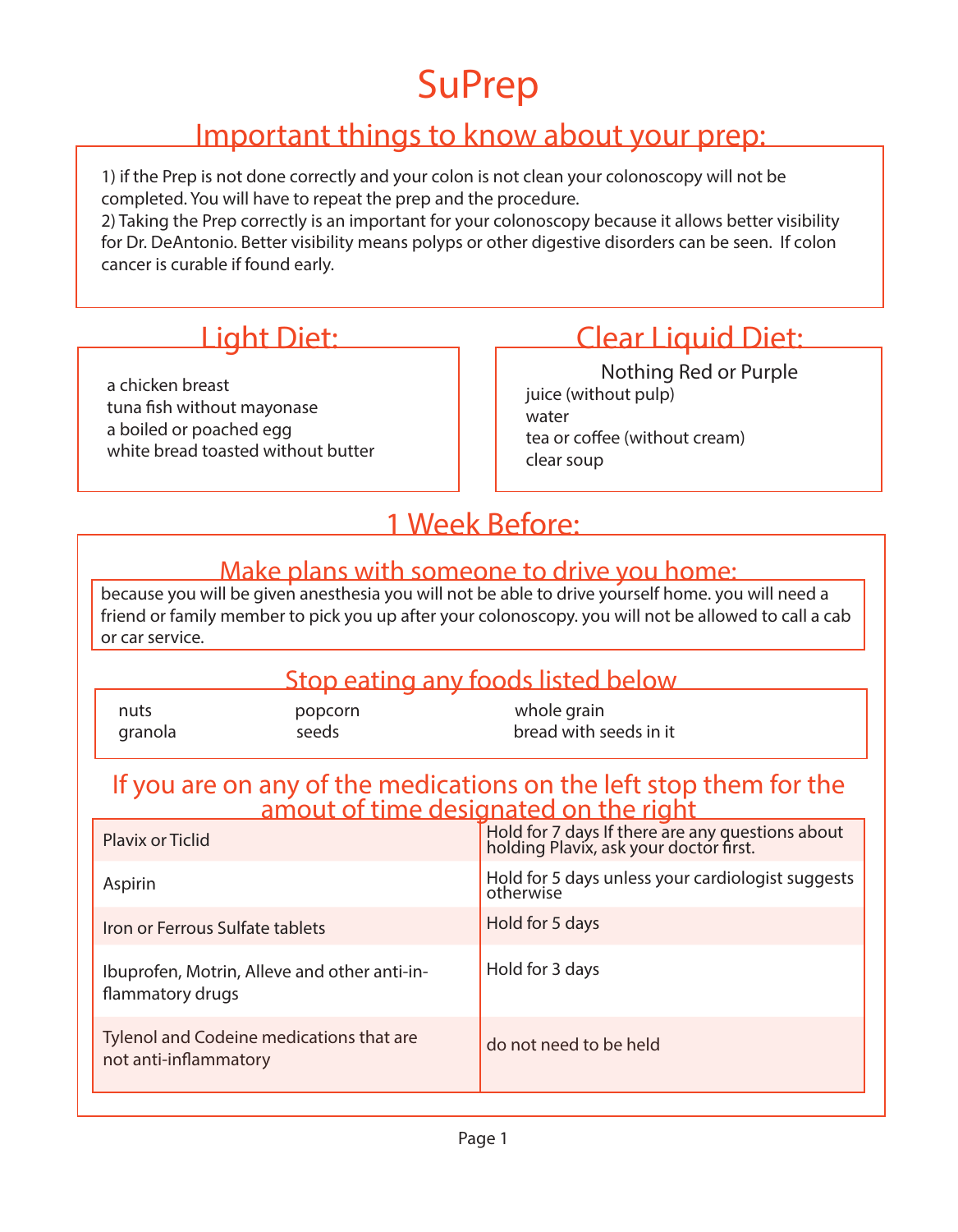# SuPrep

## Important things to know about your prep:

1) if the Prep is not done correctly and your colon is not clean your colonoscopy will not be completed. You will have to repeat the prep and the procedure.
2) Taking the Prep correctly is an important for your colonoscopy because it allows better visibility for Dr. DeAntonio. Better visibility means polyps or other digestive disorders can be seen. If colon cancer is curable if found early.

## Light Diet:

a chicken breast
tuna fish without mayonase
a boiled or poached egg
white bread toasted without butter

## Clear Liquid Diet:

Nothing Red or Purple

juice (without pulp)
water
tea or coffee (without cream)
clear soup

## 1 Week Before:

### Make plans with someone to drive you home:

because you will be given anesthesia you will not be able to drive yourself home. you will need a friend or family member to pick you up after your colonoscopy. you will not be allowed to call a cab or car service.

### Stop eating any foods listed below

| | | |
|---|---|---|
| nuts | popcorn | whole grain |
| granola | seeds | bread with seeds in it |

### If you are on any of the medications on the left stop them for the amout of time designated on the right

| | |
|---|---|
| Plavix or Ticlid | Hold for 7 days If there are any questions about holding Plavix, ask your doctor first. |
| Aspirin | Hold for 5 days unless your cardiologist suggests otherwise |
| Iron or Ferrous Sulfate tablets | Hold for 5 days |
| Ibuprofen, Motrin, Alleve and other anti-inflammatory drugs | Hold for 3 days |
| Tylenol and Codeine medications that are not anti-inflammatory | do not need to be held |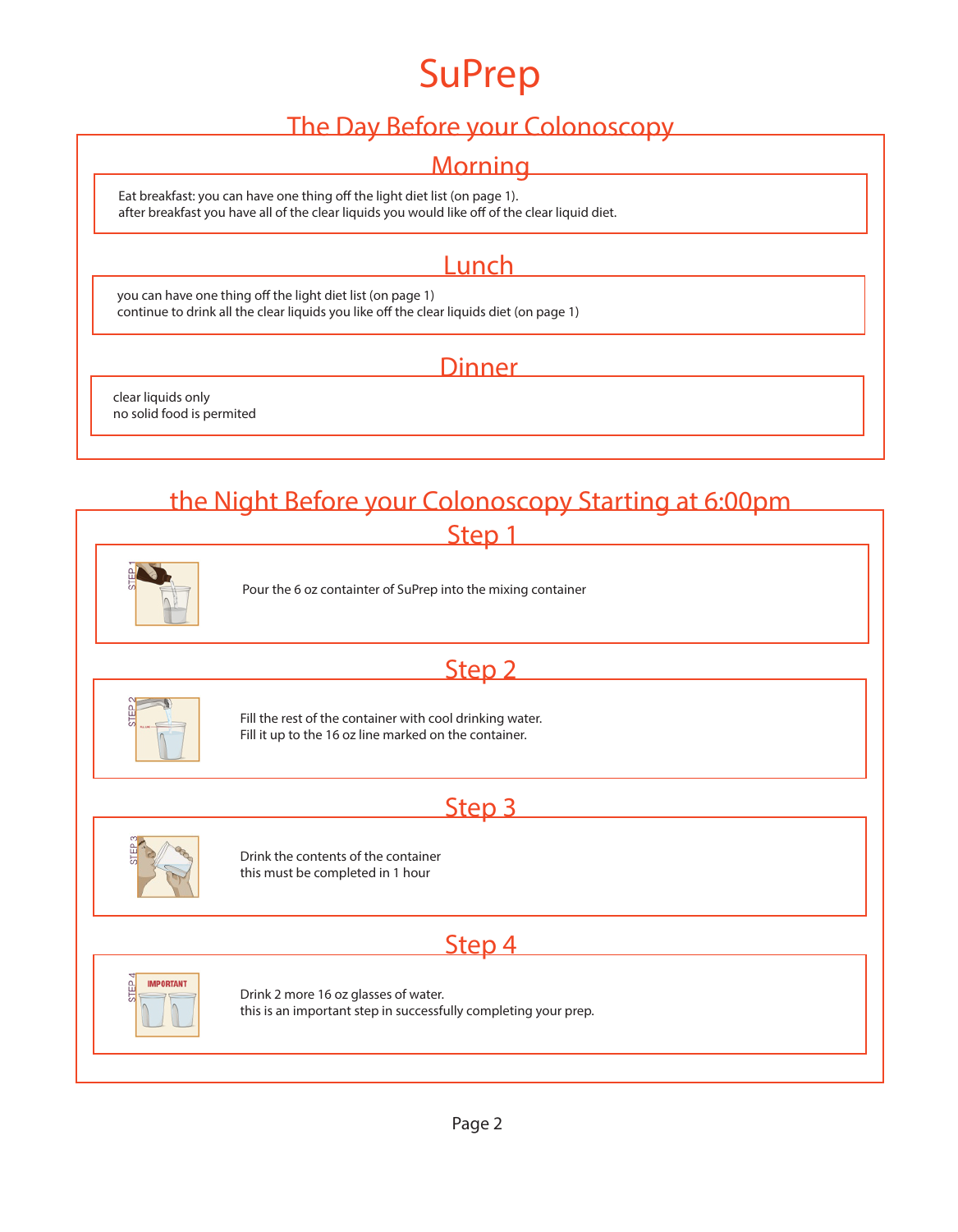# SuPrep

## The Day Before your Colonoscopy

### Morning

Eat breakfast: you can have one thing off the light diet list (on page 1).
after breakfast you have all of the clear liquids you would like off of the clear liquid diet.

### Lunch

you can have one thing off the light diet list (on page 1)
continue to drink all the clear liquids you like off the clear liquids diet (on page 1)

### Dinner

clear liquids only
no solid food is permited

## the Night Before your Colonoscopy Starting at 6:00pm

### Step 1

Pour the 6 oz containter of SuPrep into the mixing container

### Step 2

Fill the rest of the container with cool drinking water.
Fill it up to the 16 oz line marked on the container.

### Step 3

Drink the contents of the container
this must be completed in 1 hour

### Step 4

Drink 2 more 16 oz glasses of water.
this is an important step in successfully completing your prep.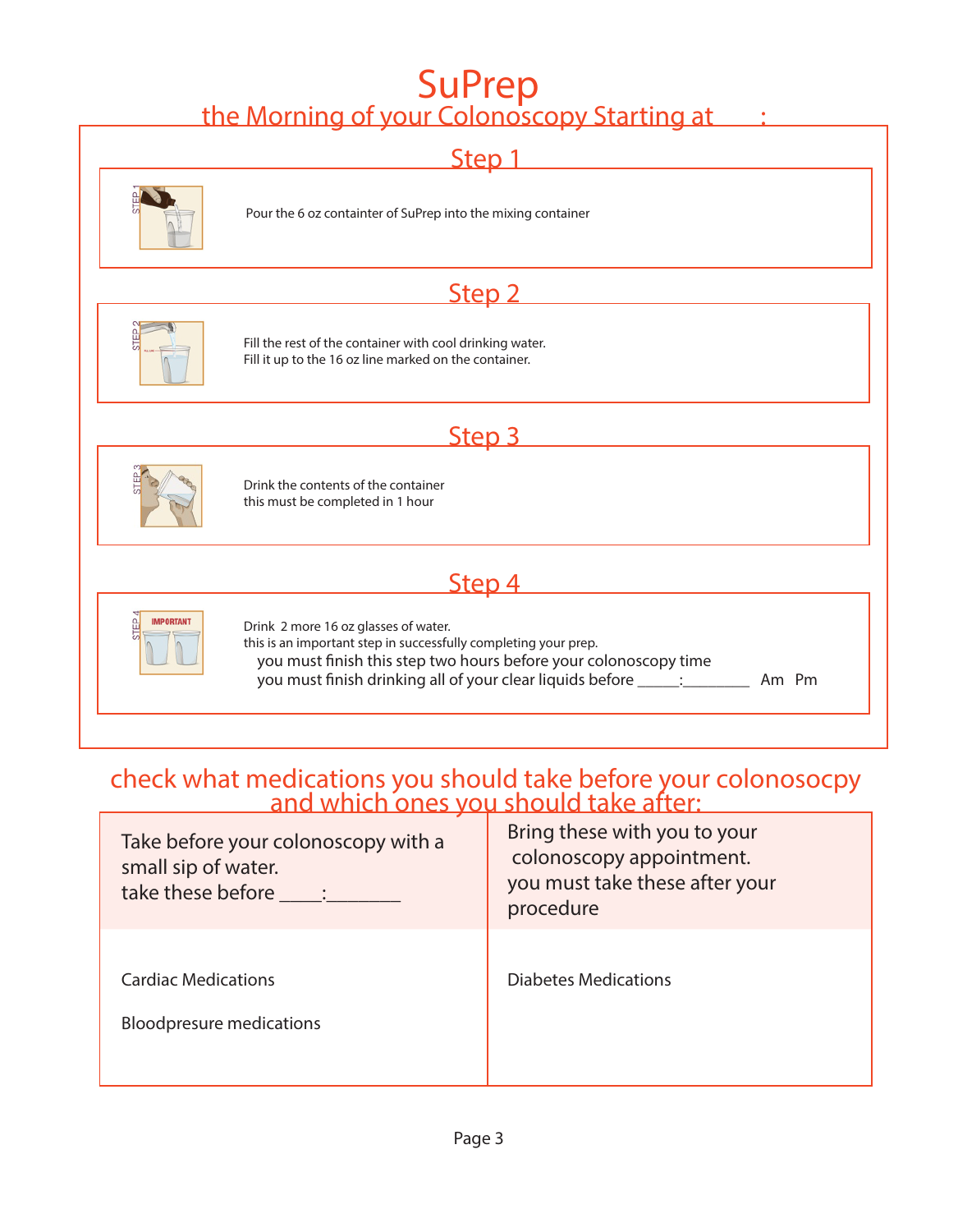# SuPrep

## the Morning of your Colonoscopy Starting at    :

### Step 1

Pour the 6 oz containter of SuPrep into the mixing container

### Step 2

Fill the rest of the container with cool drinking water.
Fill it up to the 16 oz line marked on the container.

### Step 3

Drink the contents of the container
this must be completed in 1 hour

### Step 4

Drink 2 more 16 oz glasses of water.
this is an important step in successfully completing your prep.
you must finish this step two hours before your colonoscopy time
you must finish drinking all of your clear liquids before _____:________ Am Pm

## check what medications you should take before your colonosocpy and which ones you should take after:

| Take before your colonoscopy with a small sip of water. take these before ____:_______ | Bring these with you to your colonoscopy appointment. you must take these after your procedure |
|---|---|
| Cardiac Medications<br><br>Bloodpresure medications | Diabetes Medications |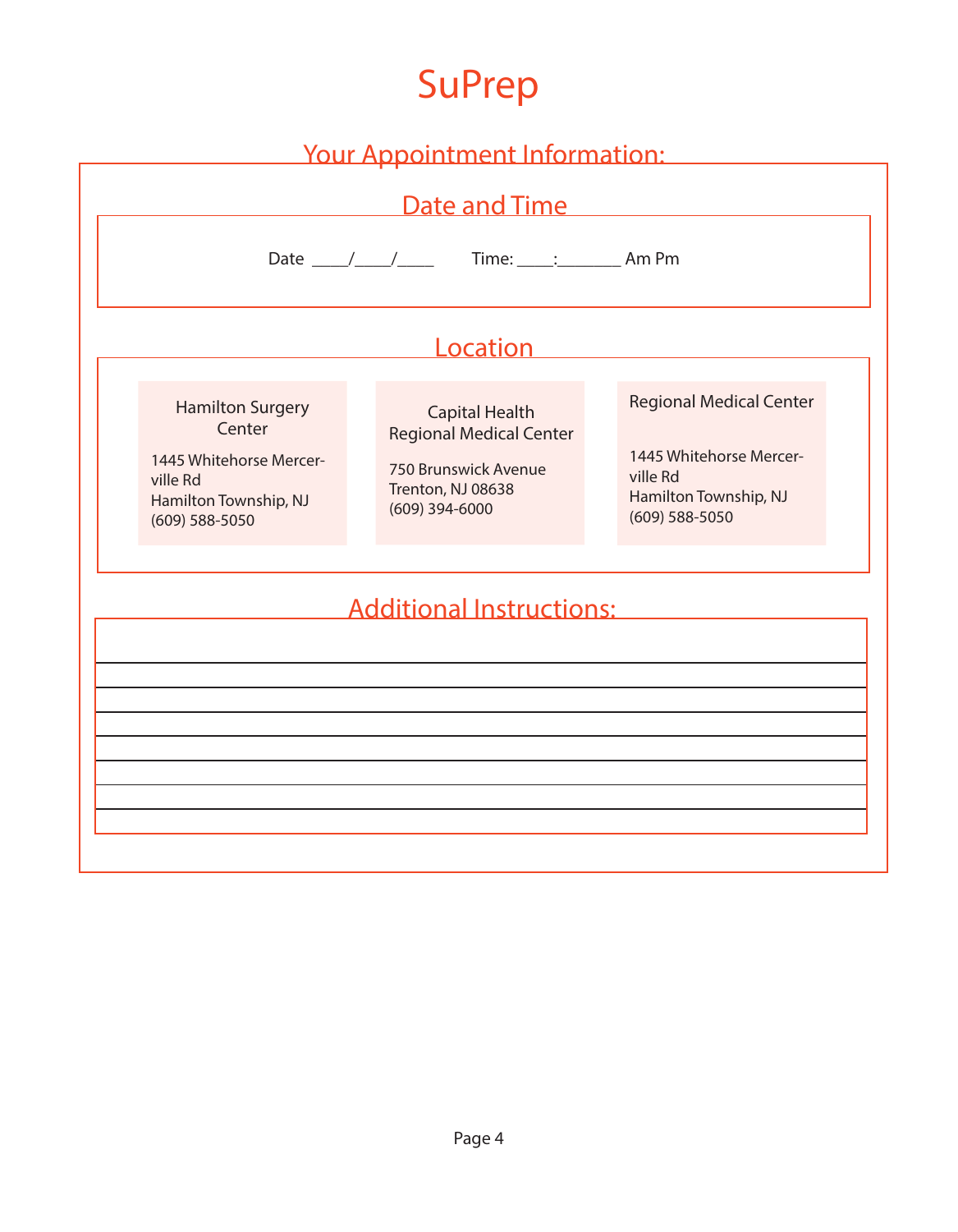# SuPrep

## Your Appointment Information:

### Date and Time

Date \_\_\_\_/\_\_\_\_/\_\_\_\_ Time: \_\_\_\_:\_\_\_\_\_\_\_ Am Pm

### Location

**Hamilton Surgery Center**
1445 Whitehorse Mercerville Rd
Hamilton Township, NJ
(609) 588-5050

**Capital Health Regional Medical Center**
750 Brunswick Avenue
Trenton, NJ 08638
(609) 394-6000

**Regional Medical Center**
1445 Whitehorse Mercerville Rd
Hamilton Township, NJ
(609) 588-5050

### Additional Instructions: